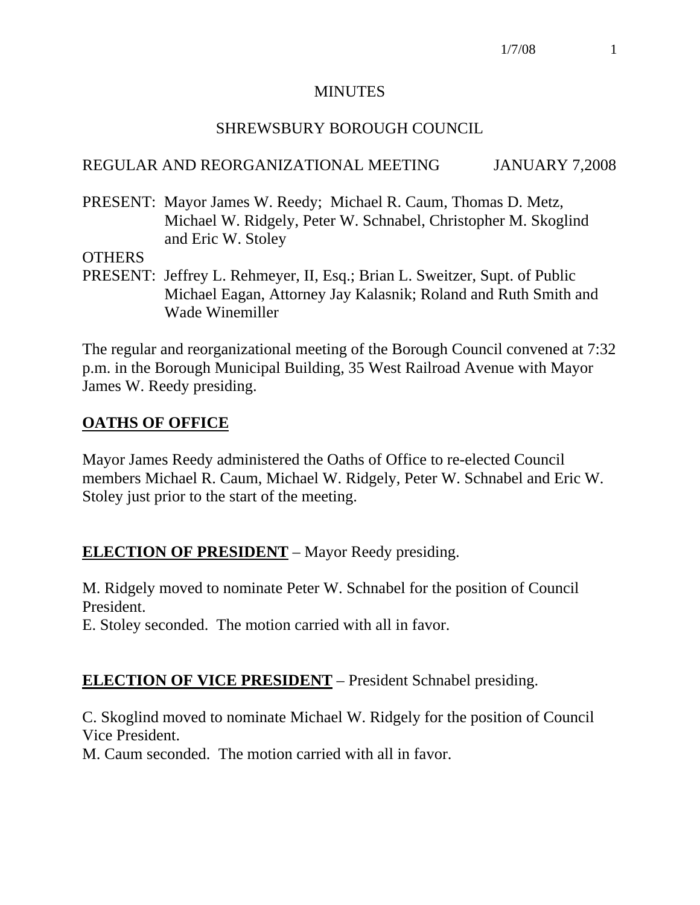# MINUTES

## SHREWSBURY BOROUGH COUNCIL

REGULAR AND REORGANIZATIONAL MEETING JANUARY 7,2008

PRESENT: Mayor James W. Reedy; Michael R. Caum, Thomas D. Metz, Michael W. Ridgely, Peter W. Schnabel, Christopher M. Skoglind and Eric W. Stoley

OTHERS
PRESENT: Jeffrey L. Rehmeyer, II, Esq.; Brian L. Sweitzer, Supt. of Public Michael Eagan, Attorney Jay Kalasnik; Roland and Ruth Smith and Wade Winemiller

The regular and reorganizational meeting of the Borough Council convened at 7:32 p.m. in the Borough Municipal Building, 35 West Railroad Avenue with Mayor James W. Reedy presiding.

**OATHS OF OFFICE**

Mayor James Reedy administered the Oaths of Office to re-elected Council members Michael R. Caum, Michael W. Ridgely, Peter W. Schnabel and Eric W. Stoley just prior to the start of the meeting.

**ELECTION OF PRESIDENT** – Mayor Reedy presiding.

M. Ridgely moved to nominate Peter W. Schnabel for the position of Council President.
E. Stoley seconded. The motion carried with all in favor.

**ELECTION OF VICE PRESIDENT** – President Schnabel presiding.

C. Skoglind moved to nominate Michael W. Ridgely for the position of Council Vice President.
M. Caum seconded. The motion carried with all in favor.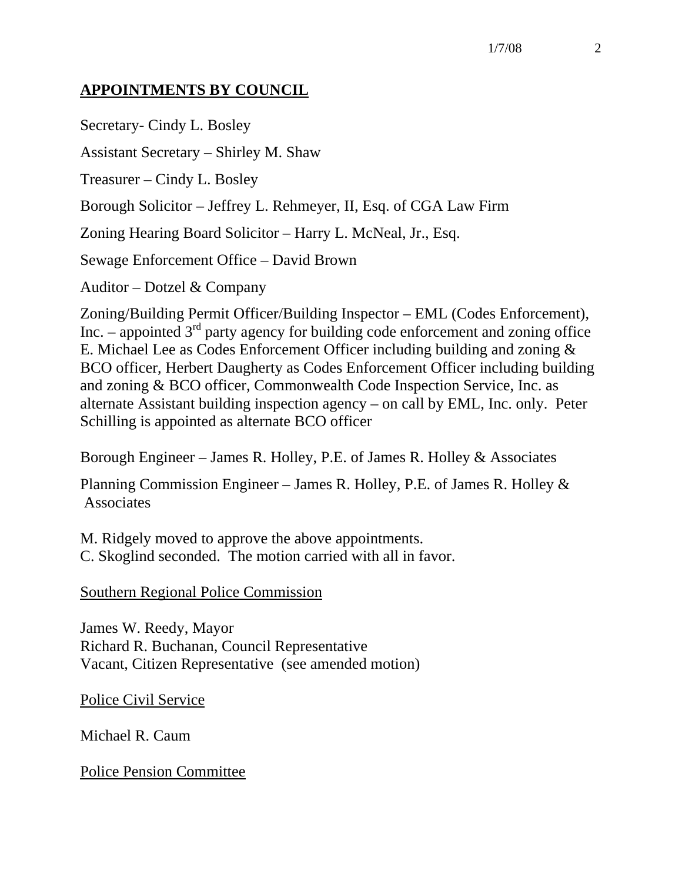## APPOINTMENTS BY COUNCIL

Secretary- Cindy L. Bosley

Assistant Secretary – Shirley M. Shaw

Treasurer – Cindy L. Bosley

Borough Solicitor – Jeffrey L. Rehmeyer, II, Esq. of CGA Law Firm

Zoning Hearing Board Solicitor – Harry L. McNeal, Jr., Esq.

Sewage Enforcement Office – David Brown

Auditor – Dotzel & Company

Zoning/Building Permit Officer/Building Inspector – EML (Codes Enforcement), Inc. – appointed 3rd party agency for building code enforcement and zoning office E. Michael Lee as Codes Enforcement Officer including building and zoning & BCO officer, Herbert Daugherty as Codes Enforcement Officer including building and zoning & BCO officer, Commonwealth Code Inspection Service, Inc. as alternate Assistant building inspection agency – on call by EML, Inc. only. Peter Schilling is appointed as alternate BCO officer

Borough Engineer – James R. Holley, P.E. of James R. Holley & Associates

Planning Commission Engineer – James R. Holley, P.E. of James R. Holley & Associates

M. Ridgely moved to approve the above appointments.
C. Skoglind seconded. The motion carried with all in favor.

Southern Regional Police Commission

James W. Reedy, Mayor
Richard R. Buchanan, Council Representative
Vacant, Citizen Representative (see amended motion)

Police Civil Service

Michael R. Caum

Police Pension Committee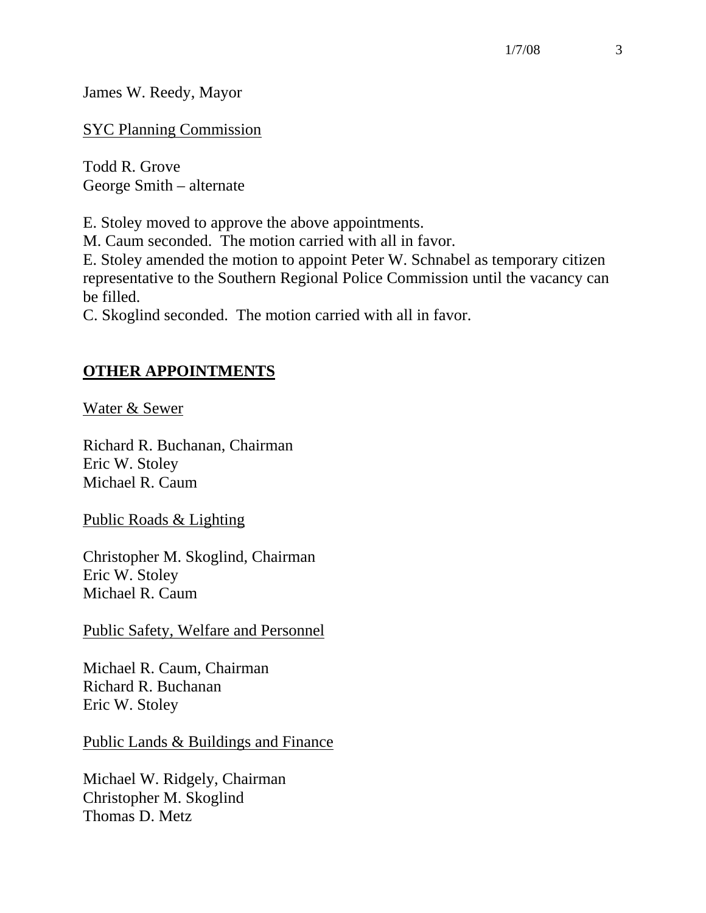James W. Reedy, Mayor

<u>SYC Planning Commission</u>

Todd R. Grove
George Smith – alternate

E. Stoley moved to approve the above appointments.
M. Caum seconded. The motion carried with all in favor.
E. Stoley amended the motion to appoint Peter W. Schnabel as temporary citizen representative to the Southern Regional Police Commission until the vacancy can be filled.
C. Skoglind seconded. The motion carried with all in favor.

## OTHER APPOINTMENTS

<u>Water & Sewer</u>

Richard R. Buchanan, Chairman
Eric W. Stoley
Michael R. Caum

<u>Public Roads & Lighting</u>

Christopher M. Skoglind, Chairman
Eric W. Stoley
Michael R. Caum

<u>Public Safety, Welfare and Personnel</u>

Michael R. Caum, Chairman
Richard R. Buchanan
Eric W. Stoley

<u>Public Lands & Buildings and Finance</u>

Michael W. Ridgely, Chairman
Christopher M. Skoglind
Thomas D. Metz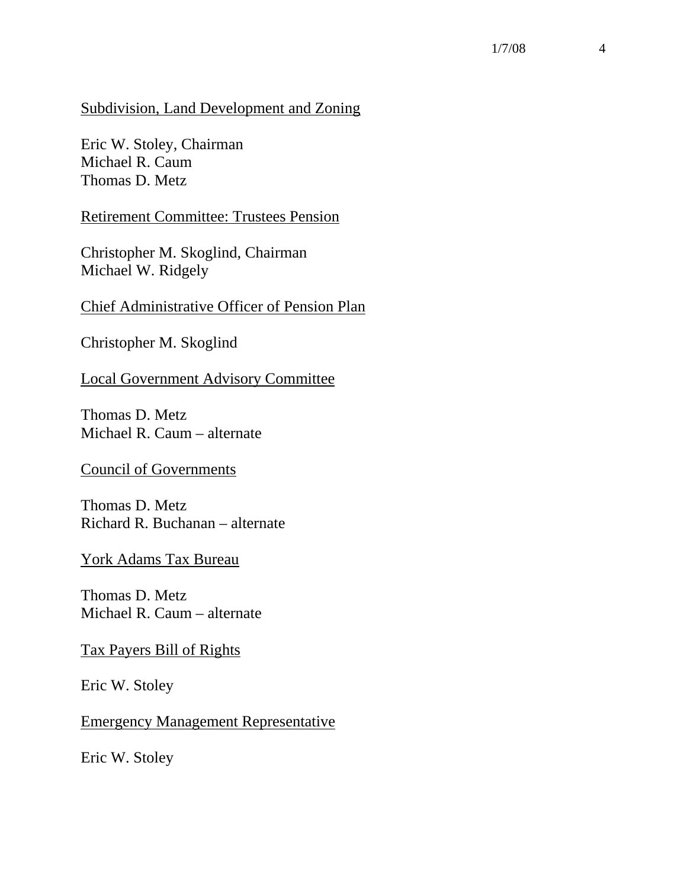<u>Subdivision, Land Development and Zoning</u>

Eric W. Stoley, Chairman
Michael R. Caum
Thomas D. Metz

<u>Retirement Committee: Trustees Pension</u>

Christopher M. Skoglind, Chairman
Michael W. Ridgely

<u>Chief Administrative Officer of Pension Plan</u>

Christopher M. Skoglind

<u>Local Government Advisory Committee</u>

Thomas D. Metz
Michael R. Caum – alternate

<u>Council of Governments</u>

Thomas D. Metz
Richard R. Buchanan – alternate

<u>York Adams Tax Bureau</u>

Thomas D. Metz
Michael R. Caum – alternate

<u>Tax Payers Bill of Rights</u>

Eric W. Stoley

<u>Emergency Management Representative</u>

Eric W. Stoley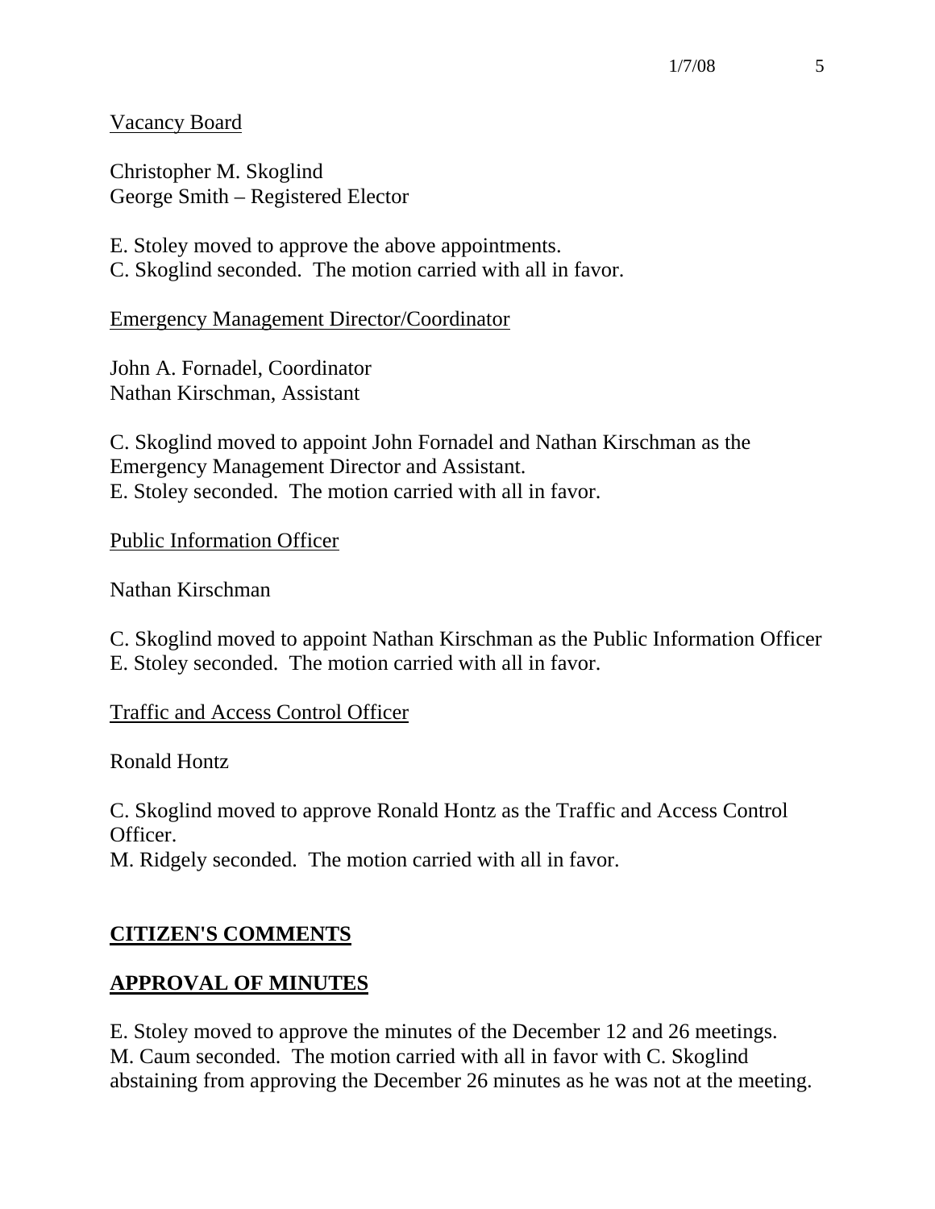Vacancy Board

Christopher M. Skoglind
George Smith – Registered Elector

E. Stoley moved to approve the above appointments.
C. Skoglind seconded. The motion carried with all in favor.

Emergency Management Director/Coordinator

John A. Fornadel, Coordinator
Nathan Kirschman, Assistant

C. Skoglind moved to appoint John Fornadel and Nathan Kirschman as the Emergency Management Director and Assistant.
E. Stoley seconded. The motion carried with all in favor.

Public Information Officer

Nathan Kirschman

C. Skoglind moved to appoint Nathan Kirschman as the Public Information Officer
E. Stoley seconded. The motion carried with all in favor.

Traffic and Access Control Officer

Ronald Hontz

C. Skoglind moved to approve Ronald Hontz as the Traffic and Access Control Officer.
M. Ridgely seconded. The motion carried with all in favor.

## CITIZEN'S COMMENTS

## APPROVAL OF MINUTES

E. Stoley moved to approve the minutes of the December 12 and 26 meetings.
M. Caum seconded. The motion carried with all in favor with C. Skoglind abstaining from approving the December 26 minutes as he was not at the meeting.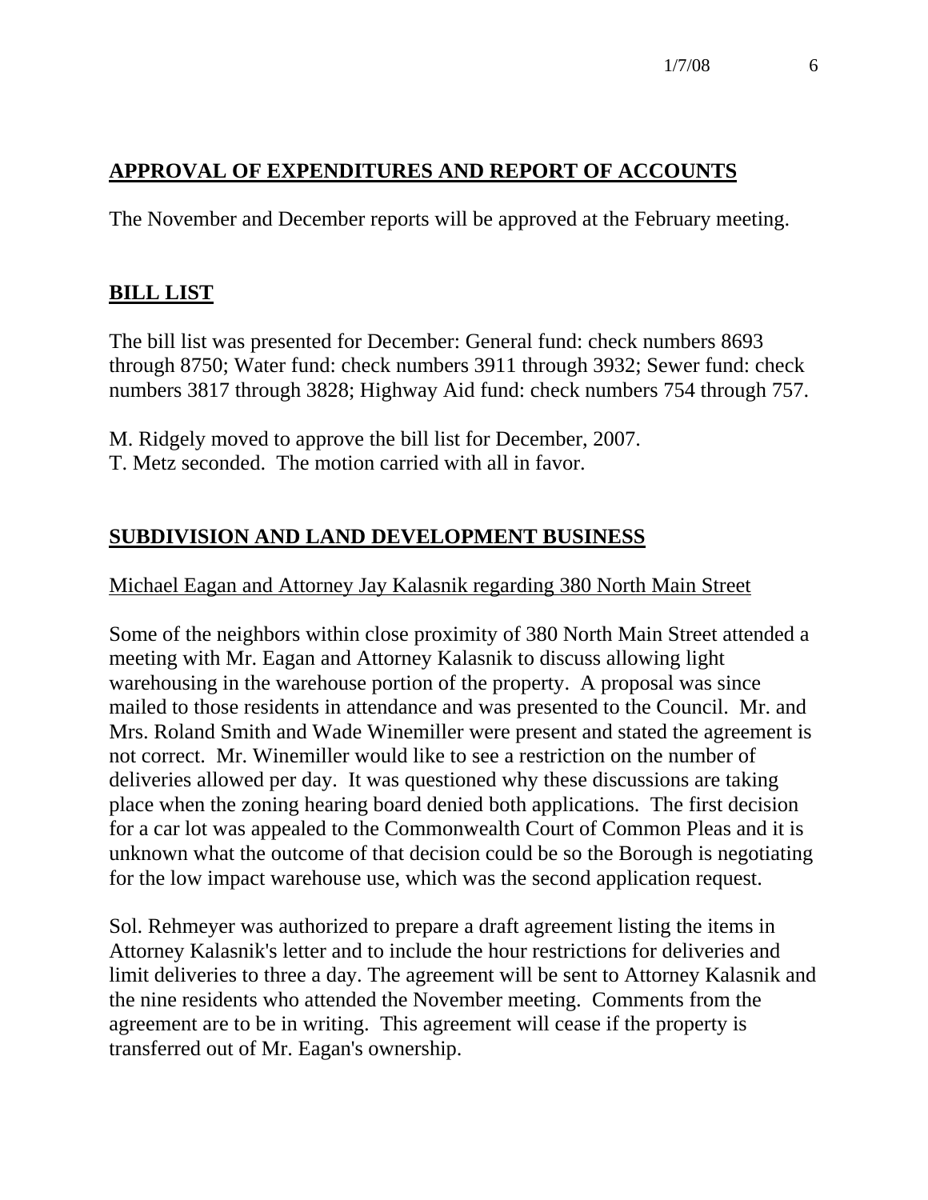## APPROVAL OF EXPENDITURES AND REPORT OF ACCOUNTS

The November and December reports will be approved at the February meeting.

## BILL LIST

The bill list was presented for December: General fund: check numbers 8693 through 8750; Water fund: check numbers 3911 through 3932; Sewer fund: check numbers 3817 through 3828; Highway Aid fund: check numbers 754 through 757.

M. Ridgely moved to approve the bill list for December, 2007.
T. Metz seconded. The motion carried with all in favor.

## SUBDIVISION AND LAND DEVELOPMENT BUSINESS

Michael Eagan and Attorney Jay Kalasnik regarding 380 North Main Street

Some of the neighbors within close proximity of 380 North Main Street attended a meeting with Mr. Eagan and Attorney Kalasnik to discuss allowing light warehousing in the warehouse portion of the property. A proposal was since mailed to those residents in attendance and was presented to the Council. Mr. and Mrs. Roland Smith and Wade Winemiller were present and stated the agreement is not correct. Mr. Winemiller would like to see a restriction on the number of deliveries allowed per day. It was questioned why these discussions are taking place when the zoning hearing board denied both applications. The first decision for a car lot was appealed to the Commonwealth Court of Common Pleas and it is unknown what the outcome of that decision could be so the Borough is negotiating for the low impact warehouse use, which was the second application request.

Sol. Rehmeyer was authorized to prepare a draft agreement listing the items in Attorney Kalasnik's letter and to include the hour restrictions for deliveries and limit deliveries to three a day. The agreement will be sent to Attorney Kalasnik and the nine residents who attended the November meeting. Comments from the agreement are to be in writing. This agreement will cease if the property is transferred out of Mr. Eagan's ownership.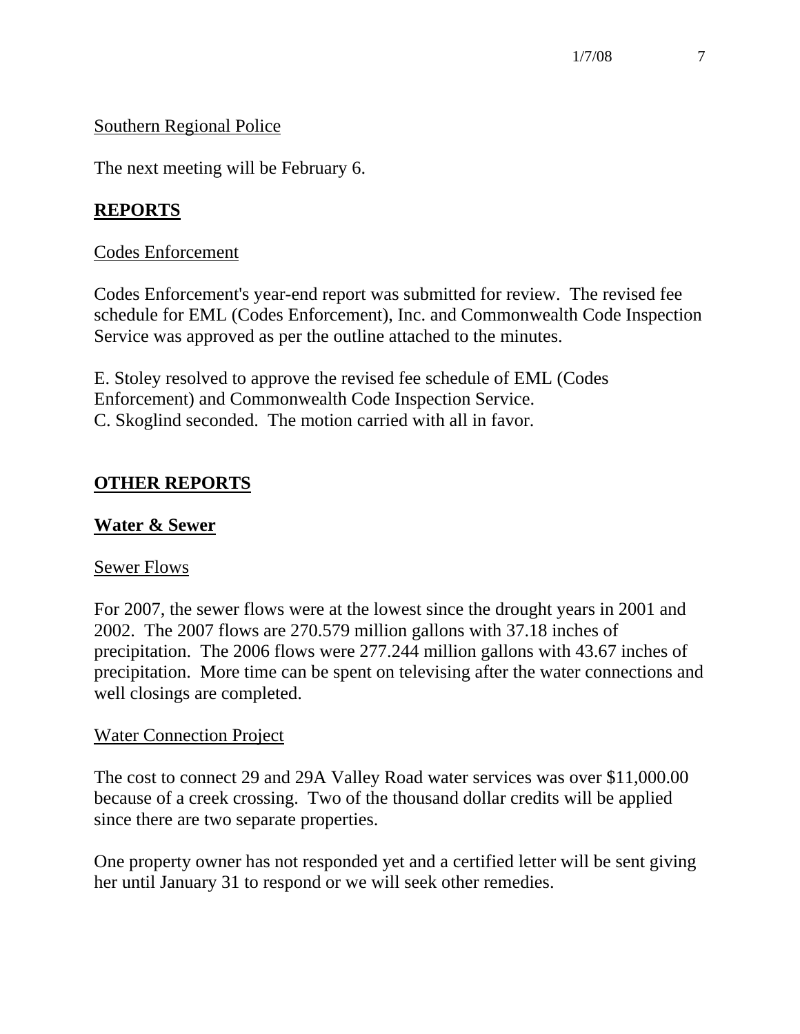Southern Regional Police

The next meeting will be February 6.

## **REPORTS**

Codes Enforcement

Codes Enforcement's year-end report was submitted for review. The revised fee schedule for EML (Codes Enforcement), Inc. and Commonwealth Code Inspection Service was approved as per the outline attached to the minutes.

E. Stoley resolved to approve the revised fee schedule of EML (Codes Enforcement) and Commonwealth Code Inspection Service.
C. Skoglind seconded. The motion carried with all in favor.

## **OTHER REPORTS**

### **Water & Sewer**

Sewer Flows

For 2007, the sewer flows were at the lowest since the drought years in 2001 and 2002. The 2007 flows are 270.579 million gallons with 37.18 inches of precipitation. The 2006 flows were 277.244 million gallons with 43.67 inches of precipitation. More time can be spent on televising after the water connections and well closings are completed.

Water Connection Project

The cost to connect 29 and 29A Valley Road water services was over $11,000.00 because of a creek crossing. Two of the thousand dollar credits will be applied since there are two separate properties.

One property owner has not responded yet and a certified letter will be sent giving her until January 31 to respond or we will seek other remedies.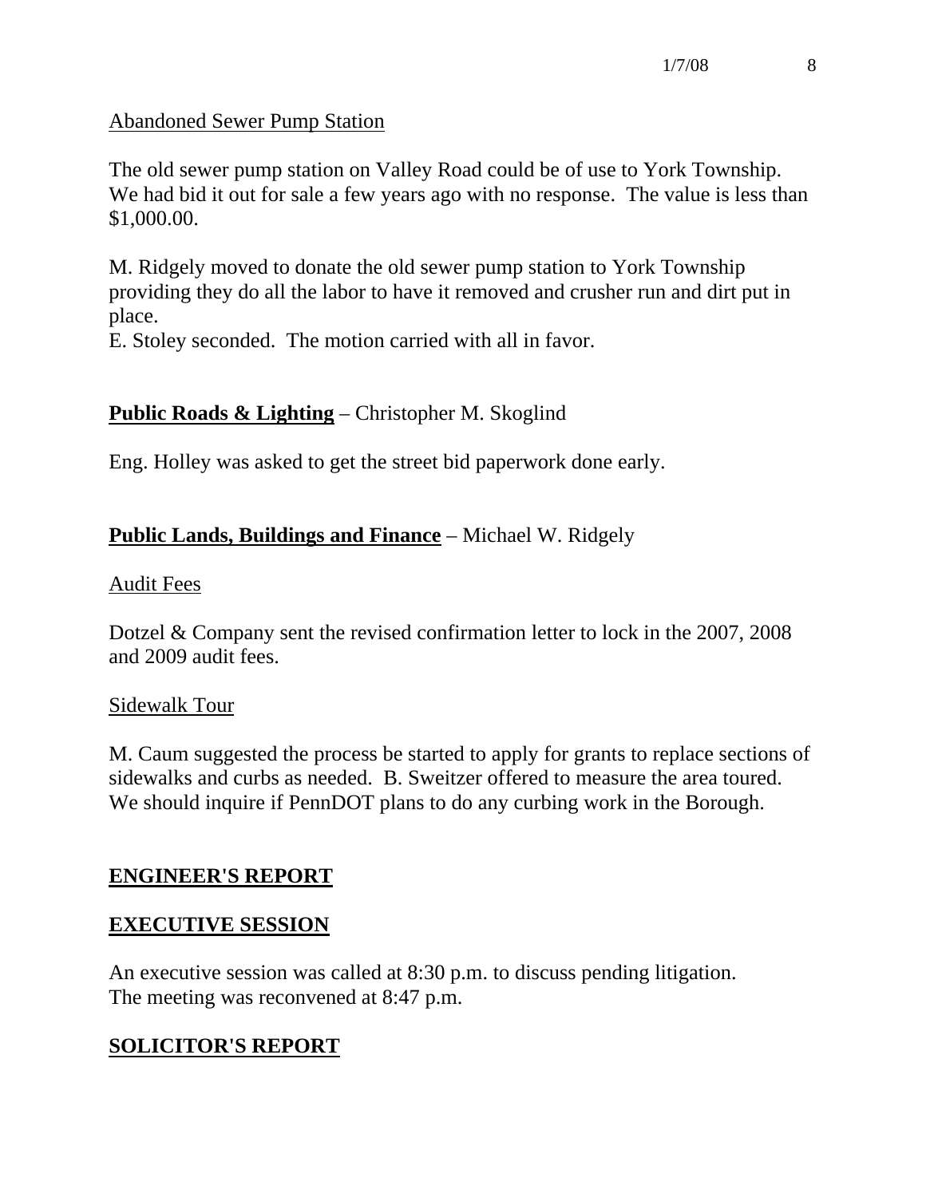Abandoned Sewer Pump Station

The old sewer pump station on Valley Road could be of use to York Township. We had bid it out for sale a few years ago with no response. The value is less than $1,000.00.

M. Ridgely moved to donate the old sewer pump station to York Township providing they do all the labor to have it removed and crusher run and dirt put in place.
E. Stoley seconded. The motion carried with all in favor.

## **Public Roads & Lighting** – Christopher M. Skoglind

Eng. Holley was asked to get the street bid paperwork done early.

## **Public Lands, Buildings and Finance** – Michael W. Ridgely

Audit Fees

Dotzel & Company sent the revised confirmation letter to lock in the 2007, 2008 and 2009 audit fees.

Sidewalk Tour

M. Caum suggested the process be started to apply for grants to replace sections of sidewalks and curbs as needed. B. Sweitzer offered to measure the area toured. We should inquire if PennDOT plans to do any curbing work in the Borough.

## **ENGINEER'S REPORT**

## **EXECUTIVE SESSION**

An executive session was called at 8:30 p.m. to discuss pending litigation.
The meeting was reconvened at 8:47 p.m.

## **SOLICITOR'S REPORT**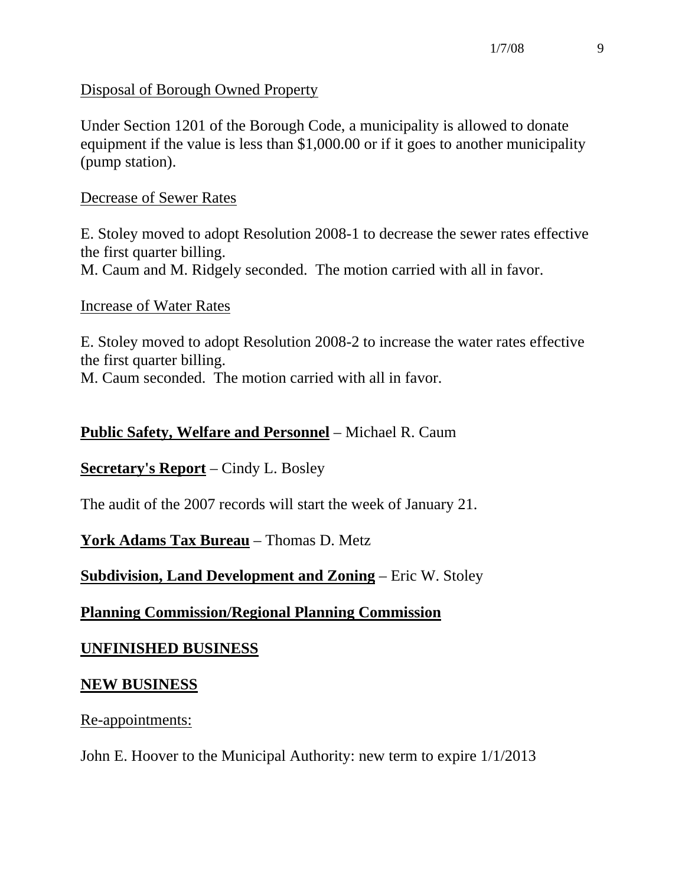Disposal of Borough Owned Property

Under Section 1201 of the Borough Code, a municipality is allowed to donate equipment if the value is less than $1,000.00 or if it goes to another municipality (pump station).

Decrease of Sewer Rates

E. Stoley moved to adopt Resolution 2008-1 to decrease the sewer rates effective the first quarter billing.
M. Caum and M. Ridgely seconded. The motion carried with all in favor.

Increase of Water Rates

E. Stoley moved to adopt Resolution 2008-2 to increase the water rates effective the first quarter billing.
M. Caum seconded. The motion carried with all in favor.

**Public Safety, Welfare and Personnel** – Michael R. Caum

**Secretary's Report** – Cindy L. Bosley

The audit of the 2007 records will start the week of January 21.

**York Adams Tax Bureau** – Thomas D. Metz

**Subdivision, Land Development and Zoning** – Eric W. Stoley

**Planning Commission/Regional Planning Commission**

**UNFINISHED BUSINESS**

**NEW BUSINESS**

Re-appointments:

John E. Hoover to the Municipal Authority: new term to expire 1/1/2013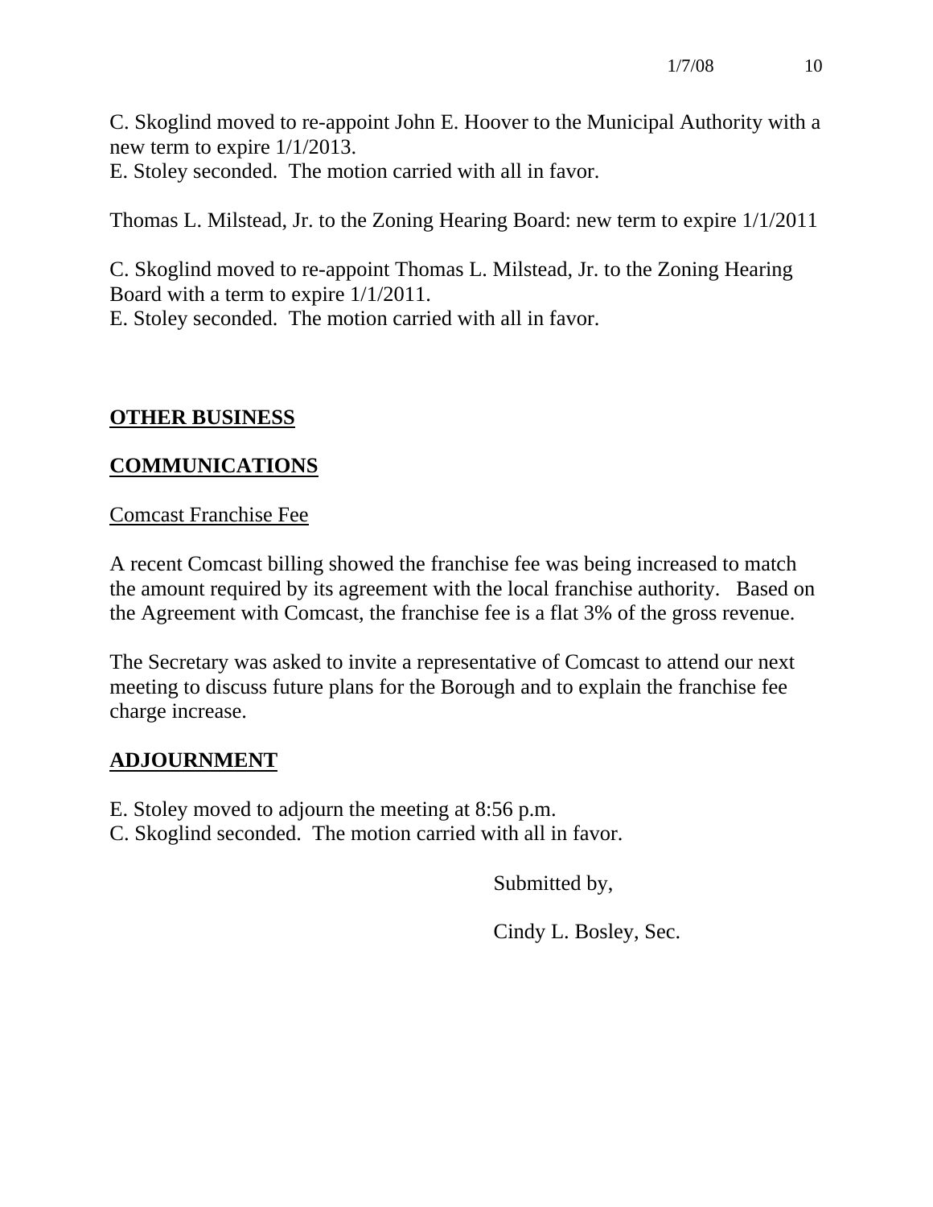C. Skoglind moved to re-appoint John E. Hoover to the Municipal Authority with a new term to expire 1/1/2013.
E. Stoley seconded. The motion carried with all in favor.

Thomas L. Milstead, Jr. to the Zoning Hearing Board: new term to expire 1/1/2011

C. Skoglind moved to re-appoint Thomas L. Milstead, Jr. to the Zoning Hearing Board with a term to expire 1/1/2011.
E. Stoley seconded. The motion carried with all in favor.

## OTHER BUSINESS

## COMMUNICATIONS

Comcast Franchise Fee

A recent Comcast billing showed the franchise fee was being increased to match the amount required by its agreement with the local franchise authority. Based on the Agreement with Comcast, the franchise fee is a flat 3% of the gross revenue.

The Secretary was asked to invite a representative of Comcast to attend our next meeting to discuss future plans for the Borough and to explain the franchise fee charge increase.

## ADJOURNMENT

E. Stoley moved to adjourn the meeting at 8:56 p.m.
C. Skoglind seconded. The motion carried with all in favor.

Submitted by,

Cindy L. Bosley, Sec.